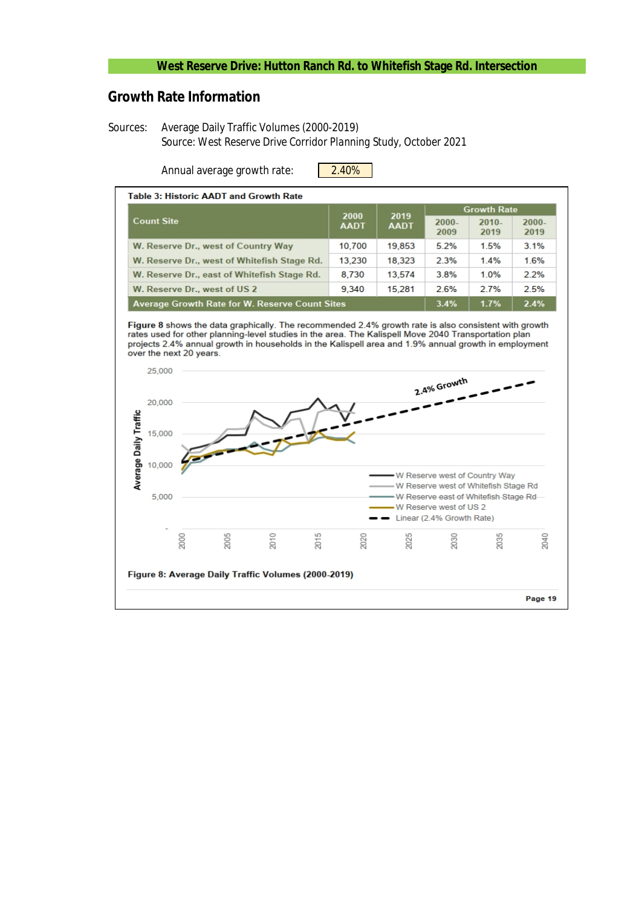## West Reserve Drive: Hutton Ranch Rd. to Whitefish Stage Rd. Intersection

## Growth Rate Information

Sources: Average Daily Traffic Volumes (2000-2019)
Source: West Reserve Drive Corridor Planning Study, October 2021

Annual average growth rate: 2.40%

**Table 3: Historic AADT and Growth Rate**

| Count Site | 2000 AADT | 2019 AADT | Growth Rate | | |
|---|---|---|---|---|---|
| | | | 2000-2009 | 2010-2019 | 2000-2019 |
| W. Reserve Dr., west of Country Way | 10,700 | 19,853 | 5.2% | 1.5% | 3.1% |
| W. Reserve Dr., west of Whitefish Stage Rd. | 13,230 | 18,323 | 2.3% | 1.4% | 1.6% |
| W. Reserve Dr., east of Whitefish Stage Rd. | 8,730 | 13,574 | 3.8% | 1.0% | 2.2% |
| W. Reserve Dr., west of US 2 | 9,340 | 15,281 | 2.6% | 2.7% | 2.5% |
| **Average Growth Rate for W. Reserve Count Sites** | | | **3.4%** | **1.7%** | **2.4%** |

**Figure 8** shows the data graphically. The recommended 2.4% growth rate is also consistent with growth rates used for other planning-level studies in the area. The Kalispell Move 2040 Transportation plan projects 2.4% annual growth in households in the Kalispell area and 1.9% annual growth in employment over the next 20 years.

**Figure 8: Average Daily Traffic Volumes (2000-2019)**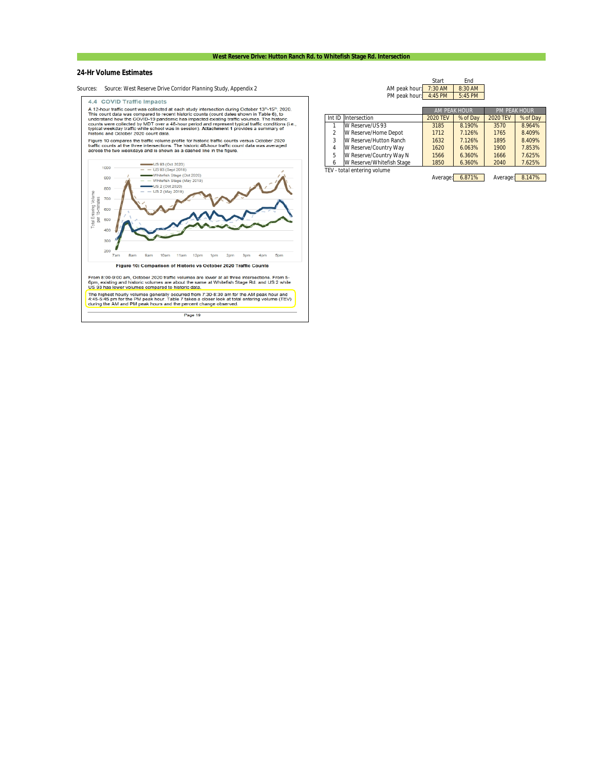## West Reserve Drive: Hutton Ranch Rd. to Whitefish Stage Rd. Intersection

### 24-Hr Volume Estimates

Sources: Source: West Reserve Drive Corridor Planning Study, Appendix 2

#### 4.4 COVID Traffic Impacts

A 12-hour traffic count was collected at each study intersection during October 13th-15th, 2020. This count data was compared to recent historic counts (count dates shown in Table 6), to understand how the COVID-19 pandemic has impacted existing traffic volumes. The historic counts were collected by MDT over a 48-hour period and represent typical traffic conditions (i.e., typical weekday traffic while school was in session). **Attachment 1** provides a summary of historic and October 2020 count data.

Figure 10 compares the traffic volume profile for historic traffic counts versus October 2020 traffic counts at the three intersections. The historic 48-hour traffic count data was averaged across the two weekdays and is shown as a dashed line in the figure.

**Figure 10: Comparison of Historic vs October 2020 Traffic Counts**

From 8:00-9:00 am, October 2020 traffic volumes are lower at all three intersections. From 5-6pm, existing and historic volumes are about the same at Whitefish Stage Rd. and US 2 while US 93 has lower volumes compared to historic data.

The highest hourly volumes generally occurred from 7:30-8:30 am for the AM peak hour and 4:45-5:45 pm for the PM peak hour. Table 7 takes a closer look at total entering volume (TEV) during the AM and PM peak hours and the percent change observed.

| | Start | End |
|---|---|---|
| AM peak hour: | 7:30 AM | 8:30 AM |
| PM peak hour: | 4:45 PM | 5:45 PM |

| | | AM PEAK HOUR | | PM PEAK HOUR | |
|---|---|---|---|---|---|
| Int ID | Intersection | 2020 TEV | % of Day | 2020 TEV | % of Day |
| 1 | W Reserve/US 93 | 3185 | 8.190% | 3570 | 8.964% |
| 2 | W Reserve/Home Depot | 1712 | 7.126% | 1765 | 8.409% |
| 3 | W Reserve/Hutton Ranch | 1632 | 7.126% | 1895 | 8.409% |
| 4 | W Reserve/Country Way | 1620 | 6.063% | 1900 | 7.853% |
| 5 | W Reserve/Country Way N | 1566 | 6.360% | 1666 | 7.625% |
| 6 | W Reserve/Whitefish Stage | 1850 | 6.360% | 2040 | 7.625% |
| | | Average: | 6.871% | Average: | 8.147% |

TEV - total entering volume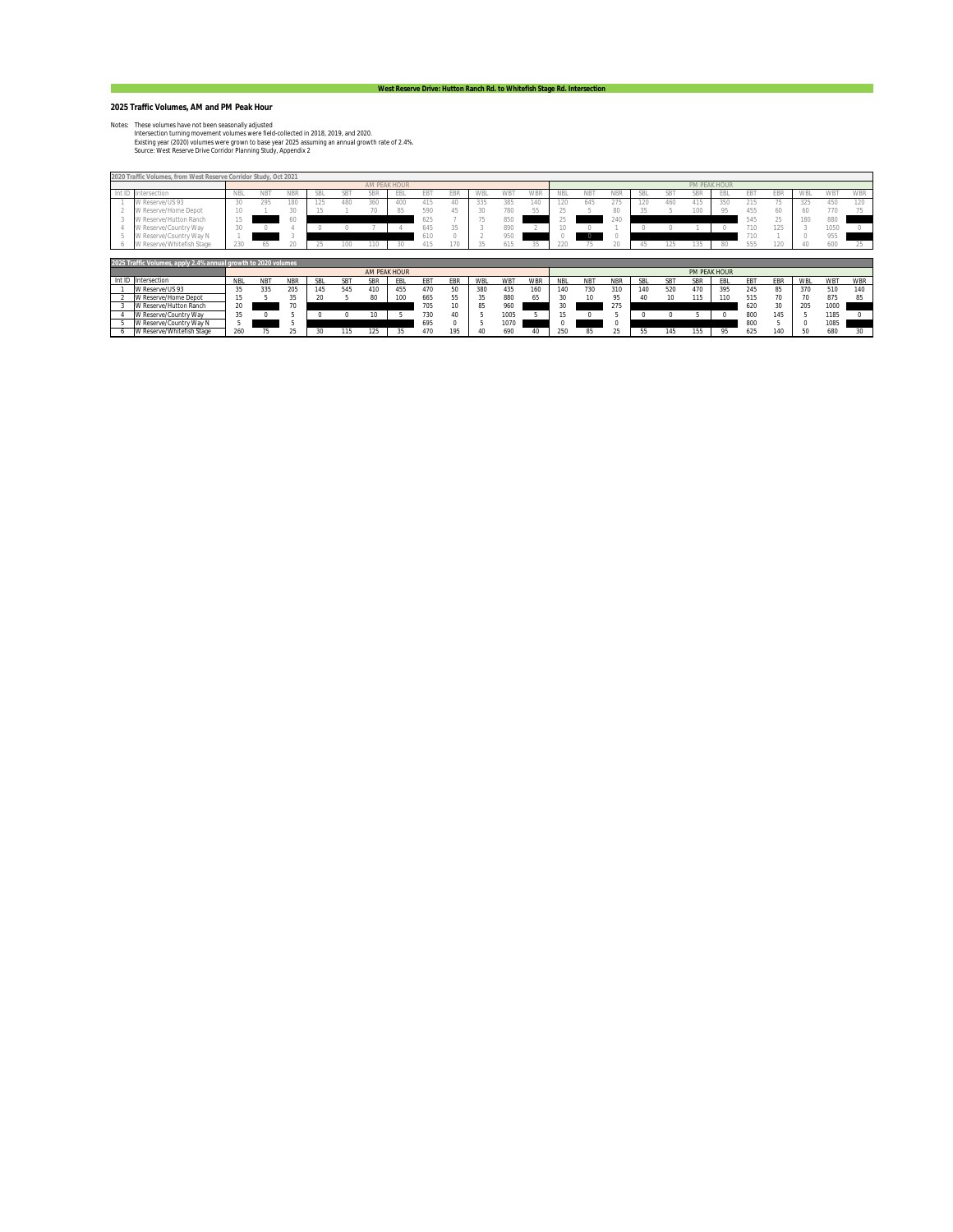## West Reserve Drive: Hutton Ranch Rd. to Whitefish Stage Rd. Intersection

### 2025 Traffic Volumes, AM and PM Peak Hour

Notes: These volumes have not been seasonally adjusted
Intersection turning movement volumes were field-collected in 2018, 2019, and 2020.
Existing year (2020) volumes were grown to base year 2025 assuming an annual growth rate of 2.4%.
Source: West Reserve Drive Corridor Planning Study, Appendix 2

**2020 Traffic Volumes, from West Reserve Corridor Study, Oct 2021**

| | | AM PEAK HOUR | | | | | | | | | | | | PM PEAK HOUR | | | | | | | | | | | |
|---|---|---|---|---|---|---|---|---|---|---|---|---|---|---|---|---|---|---|---|---|---|---|---|---|---|
| Int ID | Intersection | NBL | NBT | NBR | SBL | SBT | SBR | EBL | EBT | EBR | WBL | WBT | WBR | NBL | NBT | NBR | SBL | SBT | SBR | EBL | EBT | EBR | WBL | WBT | WBR |
| 1 | W Reserve/US 93 | 30 | 295 | 180 | 125 | 480 | 360 | 400 | 415 | 40 | 335 | 385 | 140 | 120 | 645 | 275 | 120 | 460 | 415 | 350 | 215 | 75 | 325 | 450 | 120 |
| 2 | W Reserve/Home Depot | 10 | 1 | 30 | 15 | 1 | 70 | 85 | 590 | 45 | 30 | 780 | 55 | 25 | 5 | 80 | 35 | 5 | 100 | 95 | 455 | 60 | 60 | 770 | 75 |
| 3 | W Reserve/Hutton Ranch | 15 | | 60 | | | | | 625 | 7 | 75 | 850 | | 25 | | 240 | | | | | 545 | 25 | 180 | 880 | |
| 4 | W Reserve/Country Way | 30 | 0 | 4 | 0 | 0 | 7 | 4 | 645 | 35 | 3 | 890 | 2 | 10 | 0 | 1 | 0 | 0 | 1 | 0 | 710 | 125 | 3 | 1050 | 0 |
| 5 | W Reserve/Country Way N | 1 | | 3 | | | | | 610 | 0 | 2 | 950 | | 0 | 0 | 0 | | | | | 710 | 1 | 0 | 955 | |
| 6 | W Reserve/Whitefish Stage | 230 | 65 | 20 | 25 | 100 | 110 | 30 | 415 | 170 | 35 | 615 | 35 | 220 | 75 | 20 | 45 | 125 | 135 | 80 | 555 | 120 | 40 | 600 | 25 |

**2025 Traffic Volumes, apply 2.4% annual growth to 2020 volumes**

| | | AM PEAK HOUR | | | | | | | | | | | | PM PEAK HOUR | | | | | | | | | | | |
|---|---|---|---|---|---|---|---|---|---|---|---|---|---|---|---|---|---|---|---|---|---|---|---|---|---|
| Int ID | Intersection | NBL | NBT | NBR | SBL | SBT | SBR | EBL | EBT | EBR | WBL | WBT | WBR | NBL | NBT | NBR | SBL | SBT | SBR | EBL | EBT | EBR | WBL | WBT | WBR |
| 1 | W Reserve/US 93 | 35 | 335 | 205 | 145 | 545 | 410 | 455 | 470 | 50 | 380 | 435 | 160 | 140 | 730 | 310 | 140 | 520 | 470 | 395 | 245 | 85 | 370 | 510 | 140 |
| 2 | W Reserve/Home Depot | 15 | 5 | 35 | 20 | 5 | 80 | 100 | 665 | 55 | 35 | 880 | 65 | 30 | 10 | 95 | 40 | 10 | 115 | 110 | 515 | 70 | 70 | 875 | 85 |
| 3 | W Reserve/Hutton Ranch | 20 | | 70 | | | | | 705 | 10 | 85 | 960 | | 30 | | 275 | | | | | 620 | 30 | 205 | 1000 | |
| 4 | W Reserve/Country Way | 35 | 0 | 5 | 0 | 0 | 10 | 5 | 730 | 40 | 5 | 1005 | 5 | 15 | 0 | 5 | 0 | 0 | 5 | 0 | 800 | 145 | 5 | 1185 | 0 |
| 5 | W Reserve/Country Way N | 5 | | 5 | | | | | 695 | 0 | 5 | 1070 | | 0 | | 0 | | | | | 800 | 5 | 0 | 1085 | |
| 6 | W Reserve/Whitefish Stage | 260 | 75 | 25 | 30 | 115 | 125 | 35 | 470 | 195 | 40 | 690 | 40 | 250 | 85 | 25 | 55 | 145 | 155 | 95 | 625 | 140 | 50 | 680 | 30 |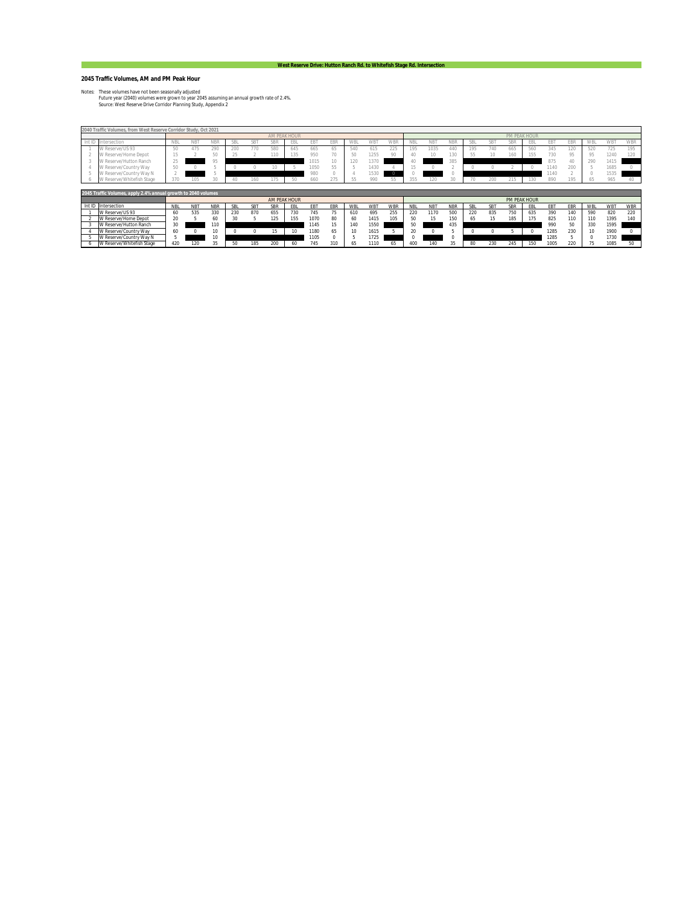## West Reserve Drive: Hutton Ranch Rd. to Whitefish Stage Rd. Intersection

### 2045 Traffic Volumes, AM and PM Peak Hour

Notes: These volumes have not been seasonally adjusted
Future year (2040) volumes were grown to year 2045 assuming an annual growth rate of 2.4%.
Source: West Reserve Drive Corridor Planning Study, Appendix 2

**2040 Traffic Volumes, from West Reserve Corridor Study, Oct 2021**

| | | AM PEAK HOUR | | | | | | | | | | | | PM PEAK HOUR | | | | | | | | | | | |
|---|---|---|---|---|---|---|---|---|---|---|---|---|---|---|---|---|---|---|---|---|---|---|---|---|---|
| Int ID | Intersection | NBL | NBT | NBR | SBL | SBT | SBR | EBL | EBT | EBR | WBL | WBT | WBR | NBL | NBT | NBR | SBL | SBT | SBR | EBL | EBT | EBR | WBL | WBT | WBR |
| 1 | W Reserve/US 93 | 50 | 475 | 290 | 200 | 770 | 580 | 645 | 665 | 65 | 540 | 615 | 225 | 195 | 1035 | 440 | 195 | 740 | 665 | 560 | 345 | 120 | 520 | 725 | 195 |
| 2 | W Reserve/Home Depot | 15 | 2 | 50 | 25 | 2 | 110 | 135 | 950 | 70 | 50 | 1255 | 90 | 40 | 10 | 130 | 55 | 10 | 160 | 155 | 730 | 95 | 95 | 1240 | 120 |
| 3 | W Reserve/Hutton Ranch | 25 | | 95 | | | | | 1015 | 10 | 120 | 1370 | | 40 | | 385 | | | | | 875 | 40 | 290 | 1415 | |
| 4 | W Reserve/Country Way | 50 | 0 | 5 | 0 | 0 | 10 | 5 | 1050 | 55 | 5 | 1430 | 4 | 15 | 0 | 2 | 0 | 0 | 2 | 0 | 1140 | 200 | 5 | 1685 | 0 |
| 5 | W Reserve/Country Way N | 2 | | 5 | | | | | 980 | 0 | 4 | 1530 | 0 | 0 | | 0 | | | | | 1140 | 2 | 0 | 1535 | |
| 6 | W Reserve/Whitefish Stage | 370 | 105 | 30 | 40 | 160 | 175 | 50 | 660 | 275 | 55 | 990 | 55 | 355 | 120 | 30 | 70 | 200 | 215 | 130 | 890 | 195 | 65 | 965 | 40 |

**2045 Traffic Volumes, apply 2.4% annual growth to 2040 volumes**

| | | AM PEAK HOUR | | | | | | | | | | | | PM PEAK HOUR | | | | | | | | | | | |
|---|---|---|---|---|---|---|---|---|---|---|---|---|---|---|---|---|---|---|---|---|---|---|---|---|---|
| Int ID | Intersection | NBL | NBT | NBR | SBL | SBT | SBR | EBL | EBT | EBR | WBL | WBT | WBR | NBL | NBT | NBR | SBL | SBT | SBR | EBL | EBT | EBR | WBL | WBT | WBR |
| 1 | W Reserve/US 93 | 60 | 535 | 330 | 230 | 870 | 655 | 730 | 745 | 75 | 610 | 695 | 255 | 220 | 1170 | 500 | 220 | 835 | 750 | 635 | 390 | 140 | 590 | 820 | 220 |
| 2 | W Reserve/Home Depot | 20 | 5 | 60 | 30 | 5 | 125 | 155 | 1070 | 80 | 60 | 1415 | 105 | 50 | 15 | 150 | 65 | 15 | 185 | 175 | 825 | 110 | 110 | 1395 | 140 |
| 3 | W Reserve/Hutton Ranch | 30 | | 110 | | | | | 1145 | 15 | 140 | 1550 | | 50 | | 435 | | | | | 990 | 50 | 330 | 1595 | |
| 4 | W Reserve/Country Way | 60 | 0 | 10 | 0 | 0 | 15 | 10 | 1180 | 65 | 10 | 1615 | 5 | 20 | 0 | 5 | 0 | 0 | 5 | 0 | 1285 | 230 | 10 | 1900 | 0 |
| 5 | W Reserve/Country Way N | 5 | | 10 | | | | | 1105 | 0 | 5 | 1725 | | 0 | | 0 | | | | | 1285 | 5 | 0 | 1730 | |
| 6 | W Reserve/Whitefish Stage | 420 | 120 | 35 | 50 | 185 | 200 | 60 | 745 | 310 | 65 | 1110 | 65 | 400 | 140 | 35 | 80 | 230 | 245 | 150 | 1005 | 220 | 75 | 1085 | 50 |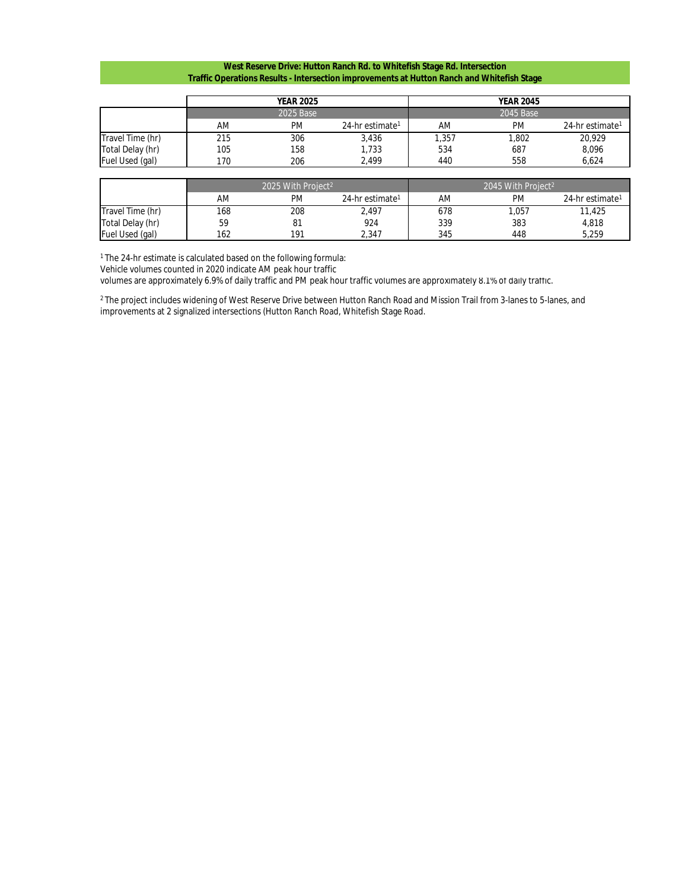**West Reserve Drive: Hutton Ranch Rd. to Whitefish Stage Rd. Intersection**
**Traffic Operations Results - Intersection improvements at Hutton Ranch and Whitefish Stage**

| | YEAR 2025 | | | YEAR 2045 | | |
|---|---|---|---|---|---|---|
| | 2025 Base | | | 2045 Base | | |
| | AM | PM | 24-hr estimate[1] | AM | PM | 24-hr estimate[1] |
| Travel Time (hr) | 215 | 306 | 3,436 | 1,357 | 1,802 | 20,929 |
| Total Delay (hr) | 105 | 158 | 1,733 | 534 | 687 | 8,096 |
| Fuel Used (gal) | 170 | 206 | 2,499 | 440 | 558 | 6,624 |

| | 2025 With Project[2] | | | 2045 With Project[2] | | |
|---|---|---|---|---|---|---|
| | AM | PM | 24-hr estimate[1] | AM | PM | 24-hr estimate[1] |
| Travel Time (hr) | 168 | 208 | 2,497 | 678 | 1,057 | 11,425 |
| Total Delay (hr) | 59 | 81 | 924 | 339 | 383 | 4,818 |
| Fuel Used (gal) | 162 | 191 | 2,347 | 345 | 448 | 5,259 |

[1] The 24-hr estimate is calculated based on the following formula:
Vehicle volumes counted in 2020 indicate AM peak hour traffic
volumes are approximately 6.9% of daily traffic and PM peak hour traffic volumes are approximately 8.1% of daily traffic.

[2] The project includes widening of West Reserve Drive between Hutton Ranch Road and Mission Trail from 3-lanes to 5-lanes, and improvements at 2 signalized intersections (Hutton Ranch Road, Whitefish Stage Road.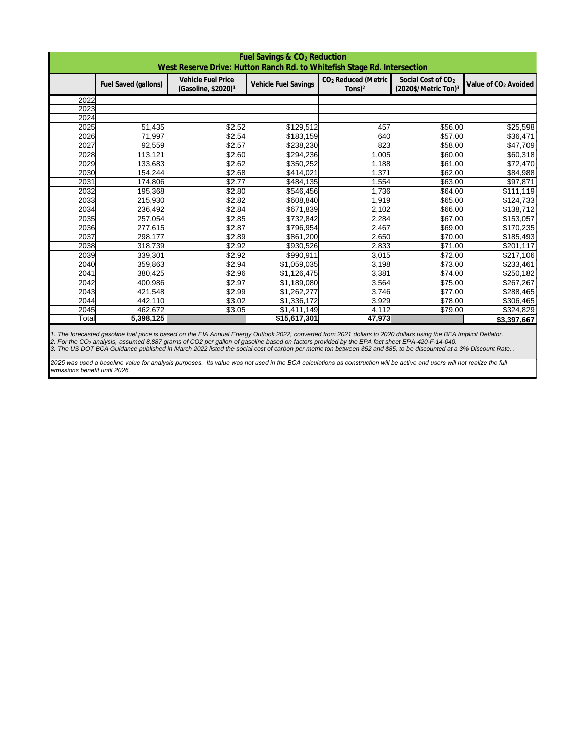## Fuel Savings & $CO_2$ Reduction

### West Reserve Drive: Hutton Ranch Rd. to Whitefish Stage Rd. Intersection

| | Fuel Saved (gallons) | Vehicle Fuel Price (Gasoline, $2020)[1] | Vehicle Fuel Savings | $CO_2$ Reduced (Metric Tons)[2] | Social Cost of $CO_2$ (2020$/Metric Ton)[3] | Value of $CO_2$ Avoided |
|---|---|---|---|---|---|---|
| 2022 | | | | | | |
| 2023 | | | | | | |
| 2024 | | | | | | |
| 2025 | 51,435 | $2.52 | $129,512 | 457 | $56.00 | $25,598 |
| 2026 | 71,997 | $2.54 | $183,159 | 640 | $57.00 | $36,471 |
| 2027 | 92,559 | $2.57 | $238,230 | 823 | $58.00 | $47,709 |
| 2028 | 113,121 | $2.60 | $294,236 | 1,005 | $60.00 | $60,318 |
| 2029 | 133,683 | $2.62 | $350,252 | 1,188 | $61.00 | $72,470 |
| 2030 | 154,244 | $2.68 | $414,021 | 1,371 | $62.00 | $84,988 |
| 2031 | 174,806 | $2.77 | $484,135 | 1,554 | $63.00 | $97,871 |
| 2032 | 195,368 | $2.80 | $546,456 | 1,736 | $64.00 | $111,119 |
| 2033 | 215,930 | $2.82 | $608,840 | 1,919 | $65.00 | $124,733 |
| 2034 | 236,492 | $2.84 | $671,839 | 2,102 | $66.00 | $138,712 |
| 2035 | 257,054 | $2.85 | $732,842 | 2,284 | $67.00 | $153,057 |
| 2036 | 277,615 | $2.87 | $796,954 | 2,467 | $69.00 | $170,235 |
| 2037 | 298,177 | $2.89 | $861,200 | 2,650 | $70.00 | $185,493 |
| 2038 | 318,739 | $2.92 | $930,526 | 2,833 | $71.00 | $201,117 |
| 2039 | 339,301 | $2.92 | $990,911 | 3,015 | $72.00 | $217,106 |
| 2040 | 359,863 | $2.94 | $1,059,035 | 3,198 | $73.00 | $233,461 |
| 2041 | 380,425 | $2.96 | $1,126,475 | 3,381 | $74.00 | $250,182 |
| 2042 | 400,986 | $2.97 | $1,189,080 | 3,564 | $75.00 | $267,267 |
| 2043 | 421,548 | $2.99 | $1,262,277 | 3,746 | $77.00 | $288,465 |
| 2044 | 442,110 | $3.02 | $1,336,172 | 3,929 | $78.00 | $306,465 |
| 2045 | 462,672 | $3.05 | $1,411,149 | 4,112 | $79.00 | $324,829 |
| Total | **5,398,125** | | **$15,617,301** | **47,973** | | **$3,397,667** |

*1. The forecasted gasoline fuel price is based on the EIA Annual Energy Outlook 2022, converted from 2021 dollars to 2020 dollars using the BEA Implicit Deflator.*
*2. For the $CO_2$ analysis, assumed 8,887 grams of CO2 per gallon of gasoline based on factors provided by the EPA fact sheet EPA-420-F-14-040.*
*3. The US DOT BCA Guidance published in March 2022 listed the social cost of carbon per metric ton between $52 and $85, to be discounted at a 3% Discount Rate. .*

*2025 was used a baseline value for analysis purposes. Its value was not used in the BCA calculations as construction will be active and users will not realize the full emissions benefit until 2026.*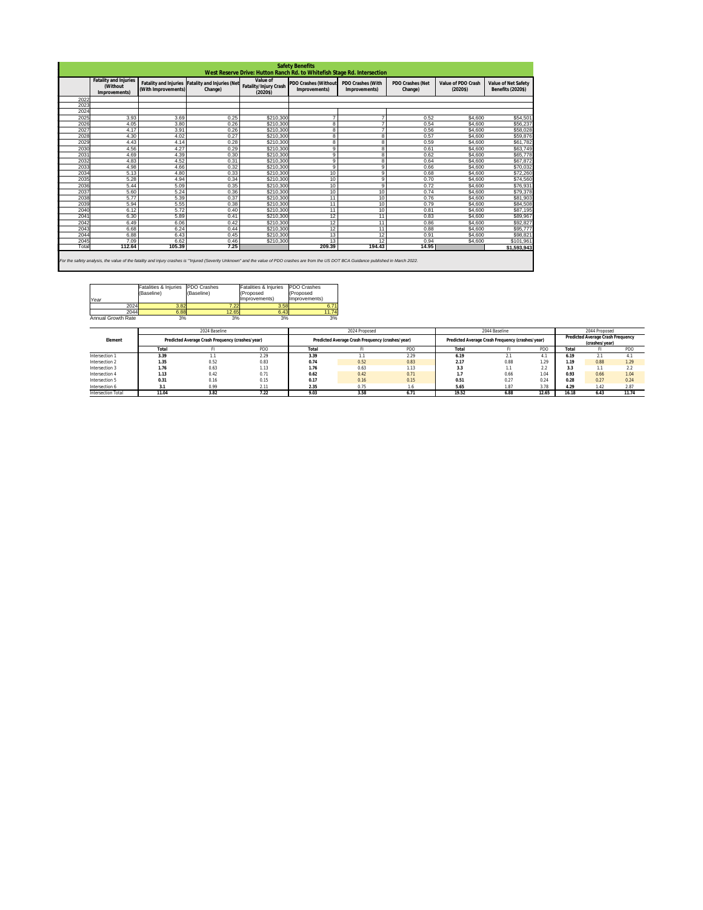## Safety Benefits

### West Reserve Drive: Hutton Ranch Rd. to Whitefish Stage Rd. Intersection

| | Fatality and Injuries (Without Improvements) | Fatality and Injuries (With Improvements) | Fatality and Injuries (Net Change) | Value of Fatality/Injury Crash (2020$) | PDO Crashes (Without Improvements) | PDO Crashes (With Improvements) | PDO Crashes (Net Change) | Value of PDO Crash (2020$) | Value of Net Safety Benefits (2020$) |
|---|---|---|---|---|---|---|---|---|---|
| 2022 | | | | | | | | | |
| 2023 | | | | | | | | | |
| 2024 | | | | | | | | | |
| 2025 | 3.93 | 3.69 | 0.25 | $210,300 | 7 | 7 | 0.52 | $4,600 | $54,501 |
| 2026 | 4.05 | 3.80 | 0.26 | $210,300 | 8 | 7 | 0.54 | $4,600 | $56,237 |
| 2027 | 4.17 | 3.91 | 0.26 | $210,300 | 8 | 7 | 0.56 | $4,600 | $58,028 |
| 2028 | 4.30 | 4.02 | 0.27 | $210,300 | 8 | 8 | 0.57 | $4,600 | $59,876 |
| 2029 | 4.43 | 4.14 | 0.28 | $210,300 | 8 | 8 | 0.59 | $4,600 | $61,782 |
| 2030 | 4.56 | 4.27 | 0.29 | $210,300 | 9 | 8 | 0.61 | $4,600 | $63,749 |
| 2031 | 4.69 | 4.39 | 0.30 | $210,300 | 9 | 8 | 0.62 | $4,600 | $65,778 |
| 2032 | 4.83 | 4.52 | 0.31 | $210,300 | 9 | 8 | 0.64 | $4,600 | $67,872 |
| 2033 | 4.98 | 4.66 | 0.32 | $210,300 | 9 | 9 | 0.66 | $4,600 | $70,032 |
| 2034 | 5.13 | 4.80 | 0.33 | $210,300 | 10 | 9 | 0.68 | $4,600 | $72,260 |
| 2035 | 5.28 | 4.94 | 0.34 | $210,300 | 10 | 9 | 0.70 | $4,600 | $74,560 |
| 2036 | 5.44 | 5.09 | 0.35 | $210,300 | 10 | 9 | 0.72 | $4,600 | $76,931 |
| 2037 | 5.60 | 5.24 | 0.36 | $210,300 | 10 | 10 | 0.74 | $4,600 | $79,378 |
| 2038 | 5.77 | 5.39 | 0.37 | $210,300 | 11 | 10 | 0.76 | $4,600 | $81,903 |
| 2039 | 5.94 | 5.55 | 0.38 | $210,300 | 11 | 10 | 0.79 | $4,600 | $84,508 |
| 2040 | 6.12 | 5.72 | 0.40 | $210,300 | 11 | 10 | 0.81 | $4,600 | $87,195 |
| 2041 | 6.30 | 5.89 | 0.41 | $210,300 | 12 | 11 | 0.83 | $4,600 | $89,967 |
| 2042 | 6.49 | 6.06 | 0.42 | $210,300 | 12 | 11 | 0.86 | $4,600 | $92,827 |
| 2043 | 6.68 | 6.24 | 0.44 | $210,300 | 12 | 11 | 0.88 | $4,600 | $95,777 |
| 2044 | 6.88 | 6.43 | 0.45 | $210,300 | 13 | 12 | 0.91 | $4,600 | $98,821 |
| 2045 | 7.09 | 6.62 | 0.46 | $210,300 | 13 | 12 | 0.94 | $4,600 | $101,961 |
| Total | 112.64 | 105.39 | 7.25 | | 209.39 | 194.43 | 14.95 | | $1,593,943 |

*For the safety analysis, the value of the fatality and injury crashes is "Injured (Severity Unknown" and the value of PDO crashes are from the US DOT BCA Guidance published in March 2022.*

| Year | Fatalities & Injuries (Baseline) | PDO Crashes (Baseline) | Fatalities & Injuries (Proposed Improvements) | PDO Crashes (Proposed Improvements) |
|---|---|---|---|---|
| 2024 | 3.82 | 7.22 | 3.58 | 6.71 |
| 2044 | 6.88 | 12.65 | 6.43 | 11.74 |
| Annual Growth Rate | 3% | 3% | 3% | 3% |

| Element | 2024 Baseline | | | 2024 Proposed | | | 2044 Baseline | | | 2044 Proposed | | |
|---|---|---|---|---|---|---|---|---|---|---|---|---|
| | Predicted Average Crash Frequency (crashes/year) | | | Predicted Average Crash Frequency (crashes/year) | | | Predicted Average Crash Frequency (crashes/year) | | | Predicted Average Crash Frequency (crashes/year) | | |
| | Total | FI | PDO | Total | FI | PDO | Total | FI | PDO | Total | FI | PDO |
| Intersection 1 | 3.39 | 1.1 | 2.29 | 3.39 | 1.1 | 2.29 | 6.19 | 2.1 | 4.1 | 6.19 | 2.1 | 4.1 |
| Intersection 2 | 1.35 | 0.52 | 0.83 | 0.74 | 0.52 | 0.83 | 2.17 | 0.88 | 1.29 | 1.19 | 0.88 | 1.29 |
| Intersection 3 | 1.76 | 0.63 | 1.13 | 1.76 | 0.63 | 1.13 | 3.3 | 1.1 | 2.2 | 3.3 | 1.1 | 2.2 |
| Intersection 4 | 1.13 | 0.42 | 0.71 | 0.62 | 0.42 | 0.71 | 1.7 | 0.66 | 1.04 | 0.93 | 0.66 | 1.04 |
| Intersection 5 | 0.31 | 0.16 | 0.15 | 0.17 | 0.16 | 0.15 | 0.51 | 0.27 | 0.24 | 0.28 | 0.27 | 0.24 |
| Intersection 6 | 3.1 | 0.99 | 2.11 | 2.35 | 0.75 | 1.6 | 5.65 | 1.87 | 3.78 | 4.29 | 1.42 | 2.87 |
| Intersection Total | 11.04 | 3.82 | 7.22 | 9.03 | 3.58 | 6.71 | 19.52 | 6.88 | 12.65 | 16.18 | 6.43 | 11.74 |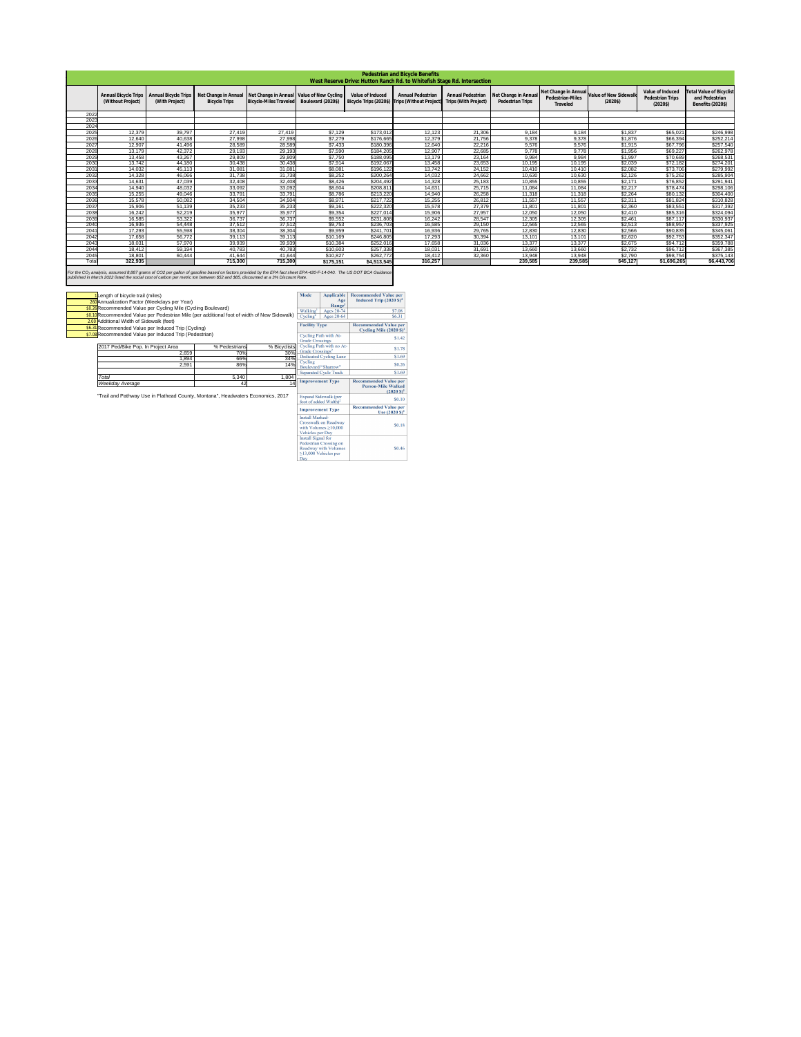## Pedestrian and Bicycle Benefits

### West Reserve Drive: Hutton Ranch Rd. to Whitefish Stage Rd. Intersection

| | Annual Bicycle Trips (Without Project) | Annual Bicycle Trips (With Project) | Net Change in Annual Bicycle Trips | Net Change in Annual Bicycle-Miles Traveled | Value of New Cycling Boulevard (2020$) | Value of Induced Bicycle Trips (2020$) | Annual Pedestrian Trips (Without Project) | Annual Pedestrian Trips (With Project) | Net Change in Annual Pedestrian Trips | Net Change in Annual Pedestrian-Miles Traveled | Value of New Sidewalk (2020$) | Value of Induced Pedestrian Trips (2020$) | Total Value of Bicyclist and Pedestrian Benefits (2020$) |
|---|---|---|---|---|---|---|---|---|---|---|---|---|---|
| 2022 | | | | | | | | | | | | | |
| 2023 | | | | | | | | | | | | | |
| 2024 | | | | | | | | | | | | | |
| 2025 | 12,379 | 39,797 | 27,419 | 27,419 | $7,129 | $173,012 | 12,123 | 21,306 | 9,184 | 9,184 | $1,837 | $65,021 | $246,998 |
| 2026 | 12,640 | 40,638 | 27,998 | 27,998 | $7,279 | $176,665 | 12,379 | 21,756 | 9,378 | 9,378 | $1,876 | $66,394 | $252,214 |
| 2027 | 12,907 | 41,496 | 28,589 | 28,589 | $7,433 | $180,396 | 12,640 | 22,216 | 9,576 | 9,576 | $1,915 | $67,796 | $257,540 |
| 2028 | 13,179 | 42,372 | 29,193 | 29,193 | $7,590 | $184,205 | 12,907 | 22,685 | 9,778 | 9,778 | $1,956 | $69,227 | $262,978 |
| 2029 | 13,458 | 43,267 | 29,809 | 29,809 | $7,750 | $188,095 | 13,179 | 23,164 | 9,984 | 9,984 | $1,997 | $70,689 | $268,531 |
| 2030 | 13,742 | 44,180 | 30,438 | 30,438 | $7,914 | $192,067 | 13,458 | 23,653 | 10,195 | 10,195 | $2,039 | $72,182 | $274,201 |
| 2031 | 14,032 | 45,113 | 31,081 | 31,081 | $8,081 | $196,122 | 13,742 | 24,152 | 10,410 | 10,410 | $2,082 | $73,706 | $279,992 |
| 2032 | 14,328 | 46,066 | 31,738 | 31,738 | $8,252 | $200,264 | 14,032 | 24,662 | 10,630 | 10,630 | $2,126 | $75,262 | $285,904 |
| 2033 | 14,631 | 47,039 | 32,408 | 32,408 | $8,426 | $204,492 | 14,328 | 25,183 | 10,855 | 10,855 | $2,171 | $76,852 | $291,941 |
| 2034 | 14,940 | 48,032 | 33,092 | 33,092 | $8,604 | $208,811 | 14,631 | 25,715 | 11,084 | 11,084 | $2,217 | $78,474 | $298,106 |
| 2035 | 15,255 | 49,046 | 33,791 | 33,791 | $8,786 | $213,220 | 14,940 | 26,258 | 11,318 | 11,318 | $2,264 | $80,132 | $304,400 |
| 2036 | 15,578 | 50,082 | 34,504 | 34,504 | $8,971 | $217,722 | 15,255 | 26,812 | 11,557 | 11,557 | $2,311 | $81,824 | $310,828 |
| 2037 | 15,906 | 51,139 | 35,233 | 35,233 | $9,161 | $222,320 | 15,578 | 27,379 | 11,801 | 11,801 | $2,360 | $83,551 | $317,392 |
| 2038 | 16,242 | 52,219 | 35,977 | 35,977 | $9,354 | $227,014 | 15,906 | 27,957 | 12,050 | 12,050 | $2,410 | $85,316 | $324,094 |
| 2039 | 16,585 | 53,322 | 36,737 | 36,737 | $9,552 | $231,808 | 16,242 | 28,547 | 12,305 | 12,305 | $2,461 | $87,117 | $330,937 |
| 2040 | 16,936 | 54,448 | 37,512 | 37,512 | $9,753 | $236,703 | 16,585 | 29,150 | 12,565 | 12,565 | $2,513 | $88,957 | $337,925 |
| 2041 | 17,293 | 55,598 | 38,304 | 38,304 | $9,959 | $241,701 | 16,936 | 29,765 | 12,830 | 12,830 | $2,566 | $90,835 | $345,061 |
| 2042 | 17,658 | 56,772 | 39,113 | 39,113 | $10,169 | $246,805 | 17,293 | 30,394 | 13,101 | 13,101 | $2,620 | $92,753 | $352,347 |
| 2043 | 18,031 | 57,970 | 39,939 | 39,939 | $10,384 | $252,016 | 17,658 | 31,036 | 13,377 | 13,377 | $2,675 | $94,712 | $359,788 |
| 2044 | 18,412 | 59,194 | 40,783 | 40,783 | $10,603 | $257,338 | 18,031 | 31,691 | 13,660 | 13,660 | $2,732 | $96,712 | $367,385 |
| 2045 | 18,801 | 60,444 | 41,644 | 41,644 | $10,827 | $262,772 | 18,412 | 32,360 | 13,948 | 13,948 | $2,790 | $98,754 | $375,143 |
| Total | 322,935 | | 715,300 | 715,300 | $175,151 | $4,513,545 | 316,257 | | 239,585 | 239,585 | $45,127 | $1,696,265 | $6,443,706 |

*For the $CO_2$ analysis, assumed 8,887 grams of CO2 per gallon of gasoline based on factors provided by the EPA fact sheet EPA-420-F-14-040. The US DOT BCA Guidance published in March 2022 listed the social cost of carbon per metric ton between $52 and $85, discounted at a 3% Discount Rate.*

| Value | Description |
|---|---|
| 1 | Length of bicycle trail (miles) |
| 260 | Annualization Factor (Weekdays per Year) |
| $0.26 | Recommended Value per Cycling Mile (Cycling Boulevard) |
| $0.10 | Recommended Value per Pedestrian Mile (per additional foot of width of New Sidewalk) |
| 2.00 | Additional Width of Sidewalk (feet) |
| $6.31 | Recommended Value per Induced Trip (Cycling) |
| $7.08 | Recommended Value per Induced Trip (Pedestrian) |

| 2017 Ped/Bike Pop. In Project Area | % Pedestrians | % Bicyclists |
|---|---|---|
| 2,659 | 70% | 30% |
| 1,894 | 66% | 34% |
| 2,591 | 86% | 14% |
| *Total* | 5,340 | 1,804 |
| *Weekday Average* | 42 | 14 |

"Trail and Pathway Use in Flathead County, Montana", Headwaters Economics, 2017

| Mode | Applicable Age Range[a] | Recommended Value per Induced Trip (2020 $)[a] |
|---|---|---|
| Walking[c] | Ages 20-74 | $7.08 |
| Cycling[c] | Ages 20-64 | $6.31 |

| Facility Type | Recommended Value per Cycling Mile (2020 $)[a] |
|---|---|
| Cycling Path with At-Grade Crossings | $1.42 |
| Cycling Path with no At-Grade Crossings[c] | $1.78 |
| Dedicated Cycling Lane | $1.69 |
| Cycling Boulevard/"Sharrow" | $0.26 |
| Separated Cycle Track | $1.69 |

| Improvement Type | Recommended Value per Person-Mile Walked (2020 $)[a] |
|---|---|
| Expand Sidewalk (per foot of added Width)[c] | $0.10 |

| Improvement Type | Recommended Value per Use (2020 $)[a] |
|---|---|
| Install Marked-Crosswalk on Roadway with Volumes ≥10,000 Vehicles per Day | $0.18 |
| Install Signal for Pedestrian Crossing on Roadway with Volumes ≥13,000 Vehicles per Day | $0.46 |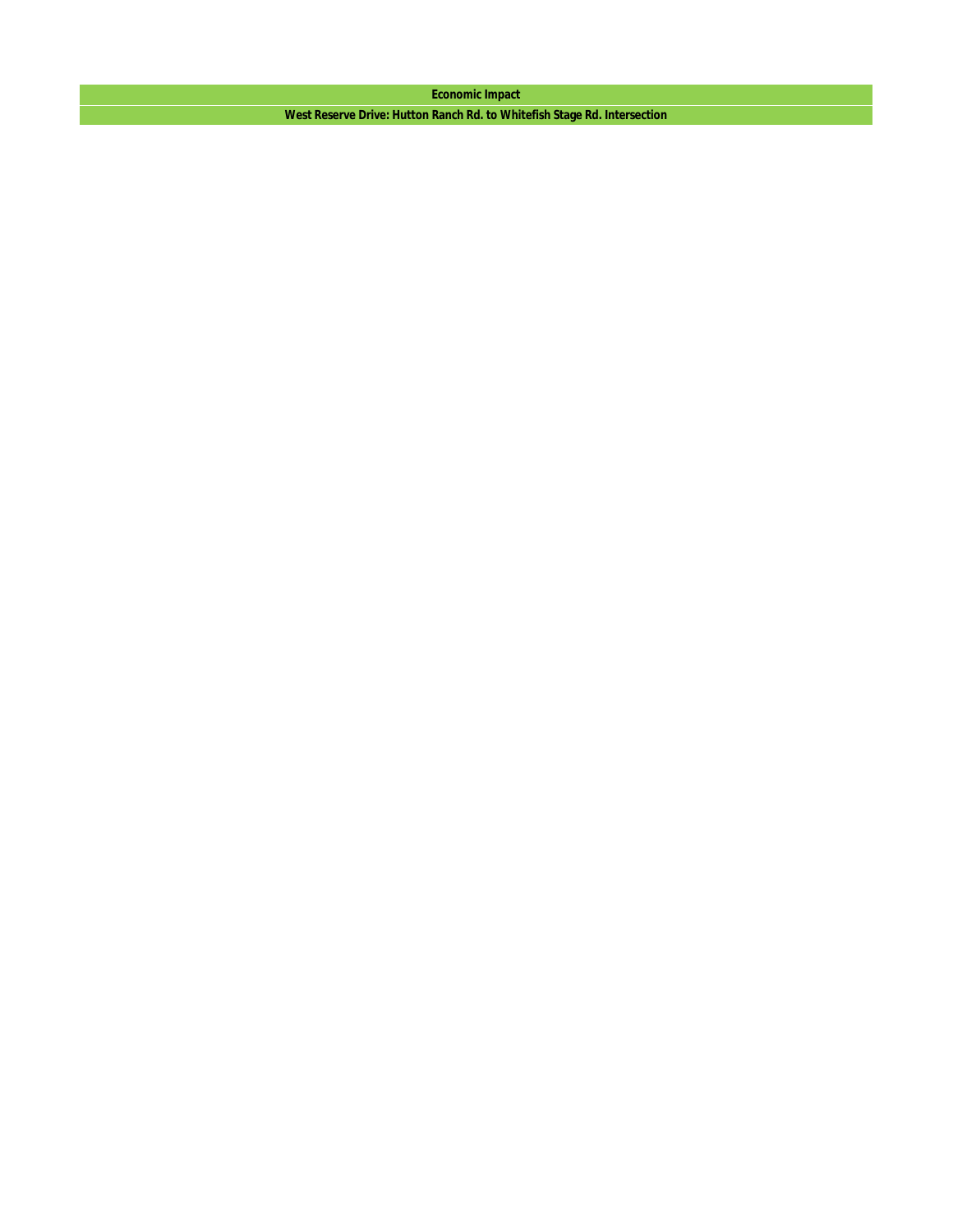| Economic Impact |
| --- |
| West Reserve Drive: Hutton Ranch Rd. to Whitefish Stage Rd. Intersection |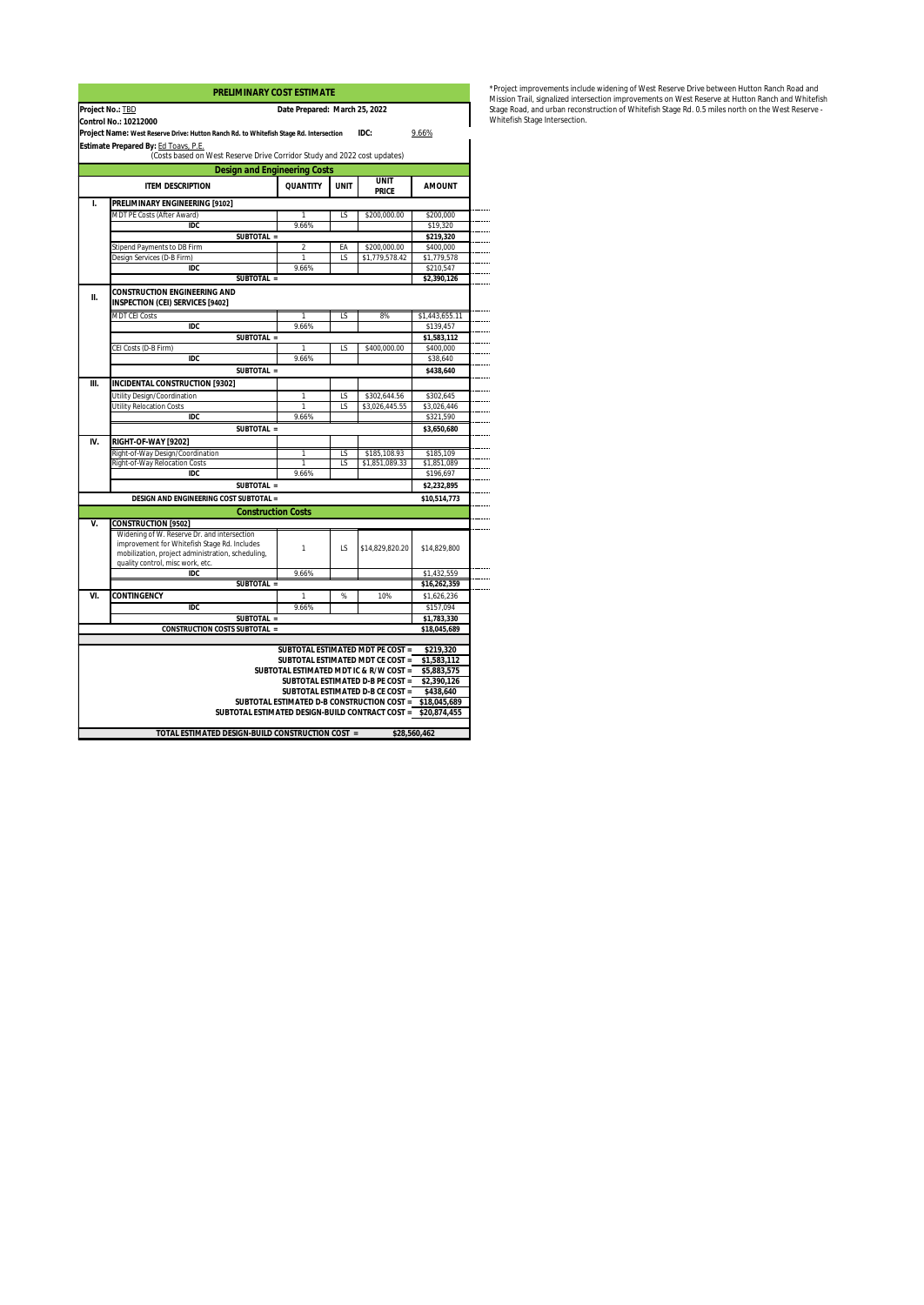## PRELIMINARY COST ESTIMATE

**Project No.:** TBD  **Date Prepared: March 25, 2022**

**Control No.: 10212000**

**Project Name:** West Reserve Drive: Hutton Ranch Rd. to Whitefish Stage Rd. Intersection  **IDC:** 9.66%

**Estimate Prepared By:** Ed Toavs, P.E.

(Costs based on West Reserve Drive Corridor Study and 2022 cost updates)

### Design and Engineering Costs

| | ITEM DESCRIPTION | QUANTITY | UNIT | UNIT PRICE | AMOUNT |
|---|---|---|---|---|---|
| I. | **PRELIMINARY ENGINEERING [9102]** | | | | |
| | MDT PE Costs (After Award) | 1 | LS | $200,000.00 | $200,000 |
| | **IDC** | 9.66% | | | $19,320 |
| | **SUBTOTAL =** | | | | **$219,320** |
| | Stipend Payments to DB Firm | 2 | EA | $200,000.00 | $400,000 |
| | Design Services (D-B Firm) | 1 | LS | $1,779,578.42 | $1,779,578 |
| | **IDC** | 9.66% | | | $210,547 |
| | **SUBTOTAL =** | | | | **$2,390,126** |
| II. | **CONSTRUCTION ENGINEERING AND INSPECTION (CEI) SERVICES [9402]** | | | | |
| | MDT CEI Costs | 1 | LS | 8% | $1,443,655.11 |
| | **IDC** | 9.66% | | | $139,457 |
| | **SUBTOTAL =** | | | | **$1,583,112** |
| | CEI Costs (D-B Firm) | 1 | LS | $400,000.00 | $400,000 |
| | **IDC** | 9.66% | | | $38,640 |
| | **SUBTOTAL =** | | | | **$438,640** |
| III. | **INCIDENTAL CONSTRUCTION [9302]** | | | | |
| | Utility Design/Coordination | 1 | LS | $302,644.56 | $302,645 |
| | Utility Relocation Costs | 1 | LS | $3,026,445.55 | $3,026,446 |
| | **IDC** | 9.66% | | | $321,590 |
| | **SUBTOTAL =** | | | | **$3,650,680** |
| IV. | **RIGHT-OF-WAY [9202]** | | | | |
| | Right-of-Way Design/Coordination | 1 | LS | $185,108.93 | $185,109 |
| | Right-of-Way Relocation Costs | 1 | LS | $1,851,089.33 | $1,851,089 |
| | **IDC** | 9.66% | | | $196,697 |
| | **SUBTOTAL =** | | | | **$2,232,895** |
| | **DESIGN AND ENGINEERING COST SUBTOTAL =** | | | | **$10,514,773** |

### Construction Costs

| | ITEM DESCRIPTION | QUANTITY | UNIT | UNIT PRICE | AMOUNT |
|---|---|---|---|---|---|
| V. | **CONSTRUCTION [9502]** | | | | |
| | Widening of W. Reserve Dr. and intersection improvement for Whitefish Stage Rd. Includes mobilization, project administration, scheduling, quality control, misc work, etc. | 1 | LS | $14,829,820.20 | $14,829,800 |
| | **IDC** | 9.66% | | | $1,432,559 |
| | **SUBTOTAL =** | | | | **$16,262,359** |
| VI. | **CONTINGENCY** | 1 | % | 10% | $1,626,236 |
| | **IDC** | 9.66% | | | $157,094 |
| | **SUBTOTAL =** | | | | **$1,783,330** |
| | **CONSTRUCTION COSTS SUBTOTAL =** | | | | **$18,045,689** |

| | |
|---|---|
| **SUBTOTAL ESTIMATED MDT PE COST =** | **$219,320** |
| **SUBTOTAL ESTIMATED MDT CE COST =** | **$1,583,112** |
| **SUBTOTAL ESTIMATED MDT IC & R/W COST =** | **$5,883,575** |
| **SUBTOTAL ESTIMATED D-B PE COST =** | **$2,390,126** |
| **SUBTOTAL ESTIMATED D-B CE COST =** | **$438,640** |
| **SUBTOTAL ESTIMATED D-B CONSTRUCTION COST =** | **$18,045,689** |
| **SUBTOTAL ESTIMATED DESIGN-BUILD CONTRACT COST =** | **$20,874,455** |
| **TOTAL ESTIMATED DESIGN-BUILD CONSTRUCTION COST =** | **$28,560,462** |

*Project improvements include widening of West Reserve Drive between Hutton Ranch Road and Mission Trail, signalized intersection improvements on West Reserve at Hutton Ranch and Whitefish Stage Road, and urban reconstruction of Whitefish Stage Rd. 0.5 miles north on the West Reserve - Whitefish Stage Intersection.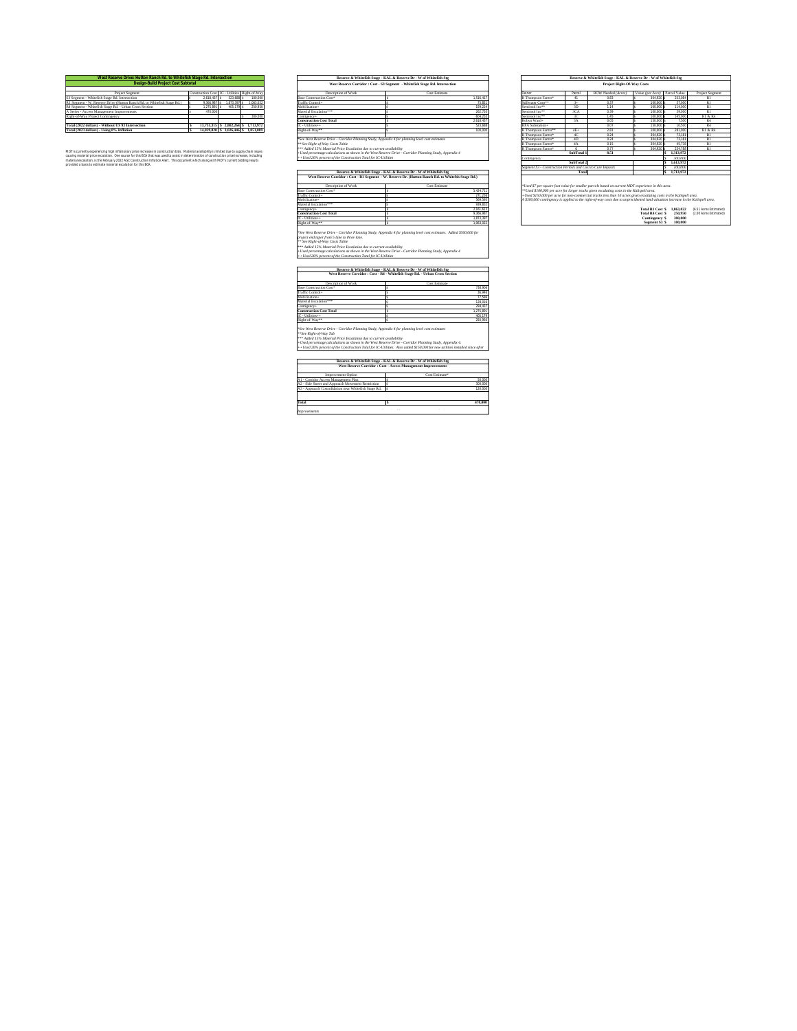## West Reserve Drive: Hutton Ranch Rd. to Whitefish Stage Rd. Intersection

### Design-Build Project Cost Subtotal

| Project Segment | Construction Cost | IC - Utilities | Right-of-Way |
|---|---|---|---|
| S3 Segment - Whitefish Stage Rd. Intersection | $ 2,618,437 | $ 523,688 | $ 100,000 |
| R1 Segment - W. Reserve Drive (Hutton Ranch Rd. to Whitefish Stage Rd.) | $ 9,366,987 | $ 1,873,397 | $ 1,063,022 |
| R4 Segment - Whitefish Stage Rd. - Urban Cross Section | $ 1,275,891 | $ 405,178 | $ 250,950 |
| A Series - Access Management Improvements | $ 470,000 | | |
| Right-of-Way Project Contingency | | | $ 300,000 |
| **Total (2022 dollars) - Without US 93 Intersection** | **$ 13,731,315** | **$ 2,802,264** | **$ 1,713,972** |
| **Total (2023 dollars) - Using 8% Inflation** | **$ 14,829,820** | **$ 3,026,446** | **$ 1,851,089** |

MDT is currently experiencing high inflationary price increases in construction bids. Material availability is limited due to supply chain issues causing material price escalation. One source for this BCA that was used to assist in determination of construction price increases, including material escalation, is the February 2022 AGC Construction Inflation Alert. This document which along with MDT's current bidding results provided a basis to estimate material escalation for this BCA.

### Reserve & Whitefish Stage - KAL & Reserve Dr - W of Whitefish Stg
### West Reserve Corridor : Cost - S3 Segment - Whitefish Stage Rd. Intersection

| Description of Work | Cost Estimate |
|---|---|
| Base Construction Cost* | $ 1,516,417 |
| Traffic Control+ | $ 75,821 |
| Mobilization+ | $ 159,224 |
| Material Escalation*** | $ 262,755 |
| Contingency+ | $ 604,223 |
| **Construction Cost Total** | $ 2,618,437 |
| IC - Utilities++ | $ 523,688 |
| Right-of-Way** | $ 100,000 |

*See West Reserve Drive - Corridor Planning Study, Appendix 4 for planning level cost estimates
** See Right-of-Way Costs Table
*** Added 15% Material Price Escalation due to current availability
+ Used percentage calculations as shown in the West Reserve Drive - Corridor Planning Study, Appendix 4
++ Used 20% percent of the Construction Total for IC-Utilities

### Reserve & Whitefish Stage - KAL & Reserve Dr - W of Whitefish Stg
### West Reserve Corridor : Cost - R1 Segment - W. Reserve Dr. (Hutton Ranch Rd. to Whitefish Stage Rd.)

| Description of Work | Cost Estimate |
|---|---|
| Base Construction Cost* | $ 5,424,711 |
| Traffic Control+ | $ 271,236 |
| Mobilization+ | $ 569,595 |
| Material Escalation*** | $ 939,932 |
| Contingency+ | $ 2,161,513 |
| **Construction Cost Total** | $ 9,366,987 |
| IC - Utilities++ | $ 1,873,397 |
| Right-of-Way** | $ 1,063,022 |

*See West Reserve Drive - Corridor Planning Study, Appendix 4 for planning level cost estimates. Added $500,000 for project end taper from 5 lane to three lane.
** See Right-of-Way Costs Table
*** Added 15% Material Price Escalation due to current availability
+ Used percentage calculations as shown in the West Reserve Drive - Corridor Planning Study, Appendix 4
++ Used 20% percent of the Construction Total for IC-Utilities

### Reserve & Whitefish Stage - KAL & Reserve Dr - W of Whitefish Stg
### West Reserve Corridor : Cost - R4 - Whitefish Stage Rd. - Urban Cross Section

| Description of Work | Cost Estimate |
|---|---|
| Base Construction Cost* | $ 738,900 |
| Traffic Control+ | $ 36,945 |
| Mobilization+ | $ 77,585 |
| Material Escalation*** | $ 128,016 |
| Contingency+ | $ 294,437 |
| **Construction Cost Total** | $ 1,275,891 |
| IC - Utilities++ | $ 405,178 |
| Right-of-Way** | $ 250,950 |

*See West Reserve Drive - Corridor Planning Study, Appendix 4 for planning level cost estimates
**See Right-of-Way Tab
*** Added 15% Material Price Escalation due to current availability
+ Used percentage calculations as shown in the West Reserve Drive - Corridor Planning Study, Appendix 4.
++ Used 20% percent of the Construction Total for IC-Utilities. Also added $150,000 for new utilities installed since after

### Reserve & Whitefish Stage - KAL & Reserve Dr - W of Whitefish Stg
### West Reserve Corridor : Cost - Access Management Improvements

| Improvement Option | Cost Estimate* |
|---|---|
| A1 - Corridor Access Management Plan | $ 50,000 |
| A2 - Side Street and Approach Movement Restriction | $ 300,000 |
| A3 - Approach Consolidation near Whitefish Stage Rd. | $ 120,000 |
| | |
| **Total** | **$ 470,000** |

*Improvements

### Reserve & Whitefish Stage - KAL & Reserve Dr - W of Whitefish Stg
### Project Right-Of-Way Costs

| Owner | Parcel | ROW Needed (Acres) | Value (per Acre) | Parcel Value | Project Segment |
|---|---|---|---|---|---|
| R Thompson Farms* | 41 | 0.83 | $ 304,920 | $ 253,084 | R1 |
| Stillwater Corp** | 3+ | 0.37 | $ 100,000 | $ 37,000 | R1 |
| Seminiod Inc** | 3D | 1.14 | $ 100,000 | $ 114,000 | R1 |
| Seminiod Inc** | 3CA | 0.39 | $ 100,000 | $ 39,000 | R1 |
| Seminiod Inc** | 3C | 1.45 | $ 100,000 | $ 145,000 | R1 & R4 |
| Robyn Ward+ | 3A | 0.05 | $ 150,000 | $ 7,500 | R4 |
| HPA Substation+ | | 0.07 | $ 150,000 | $ 10,500 | R4 |
| R Thompson Farms** | 4E+ | 2.01 | $ 100,000 | $ 201,000 | R1 & R4 |
| R Thompson Farms* | 4C | 0.24 | $ 304,920 | $ 73,181 | R1 |
| R Thompson Farms* | 4D | 0.24 | $ 304,920 | $ 73,181 | R1 |
| R Thompson Farms* | 4A | 0.15 | $ 304,920 | $ 45,738 | R1 |
| R Thompson Farms* | 6 | 0.77 | $ 304,920 | $ 234,788 | R1 |
| | SubTotal 1 | 8.51 | | $ 1,313,972 | |
| Contingency | | | | $ 300,000 | |
| | SubTotal 2 | | | $ 1,613,972 | |
| Segment S3 - Construction Permits and Cost to Cure Impacts | | | | $ 100,000 | |
| | Total | | | $ 1,713,972 | |

*Used $7 per square foot value for smaller parcels based on current MDT experience in this area.
**Used $100,000 per acre for larger tracks given escalating costs in the Kalispell area.
+ Used $150,000 per acre for non-commercial tracks less than 10 acres given escalating costs in the Kalispell area.
A $300,000 contingency is applied to the right-of-way costs due to unprecedented land valuation increase in the Kalispell area.

| | | |
|---|---|---|
| Total R1 Cost $ | 1,063,022 | (6.51 Acres Estimated) |
| Total R4 Cost $ | 250,950 | (2.00 Acres Estimated) |
| Contingency $ | 300,000 | |
| Segment S3 $ | 100,000 | |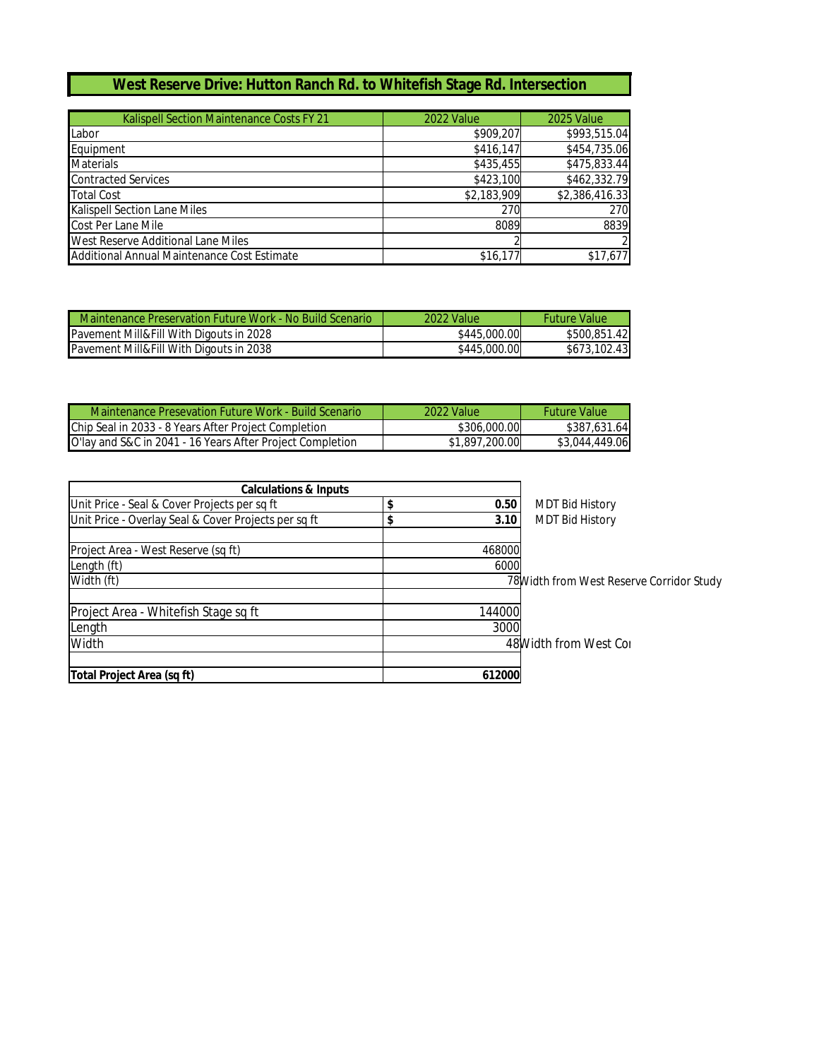# West Reserve Drive: Hutton Ranch Rd. to Whitefish Stage Rd. Intersection

| Kalispell Section Maintenance Costs FY 21 | 2022 Value | 2025 Value |
|---|---|---|
| Labor | $909,207 | $993,515.04 |
| Equipment | $416,147 | $454,735.06 |
| Materials | $435,455 | $475,833.44 |
| Contracted Services | $423,100 | $462,332.79 |
| Total Cost | $2,183,909 | $2,386,416.33 |
| Kalispell Section Lane Miles | 270 | 270 |
| Cost Per Lane Mile | 8089 | 8839 |
| West Reserve Additional Lane Miles | 2 | 2 |
| Additional Annual Maintenance Cost Estimate | $16,177 | $17,677 |

| Maintenance Preservation Future Work - No Build Scenario | 2022 Value | Future Value |
|---|---|---|
| Pavement Mill&Fill With Digouts in 2028 | $445,000.00 | $500,851.42 |
| Pavement Mill&Fill With Digouts in 2038 | $445,000.00 | $673,102.43 |

| Maintenance Presevation Future Work - Build Scenario | 2022 Value | Future Value |
|---|---|---|
| Chip Seal in 2033 - 8 Years After Project Completion | $306,000.00 | $387,631.64 |
| O'lay and S&C in 2041 - 16 Years After Project Completion | $1,897,200.00 | $3,044,449.06 |

| **Calculations & Inputs** | | |
|---|---|---|
| Unit Price - Seal & Cover Projects per sq ft | **$ 0.50** | MDT Bid History |
| Unit Price - Overlay Seal & Cover Projects per sq ft | **$ 3.10** | MDT Bid History |
| | | |
| Project Area - West Reserve (sq ft) | 468000 | |
| Length (ft) | 6000 | |
| Width (ft) | 78 | Width from West Reserve Corridor Study |
| | | |
| Project Area - Whitefish Stage sq ft | 144000 | |
| Length | 3000 | |
| Width | 48 | Width from West Co |
| | | |
| **Total Project Area (sq ft)** | **612000** | |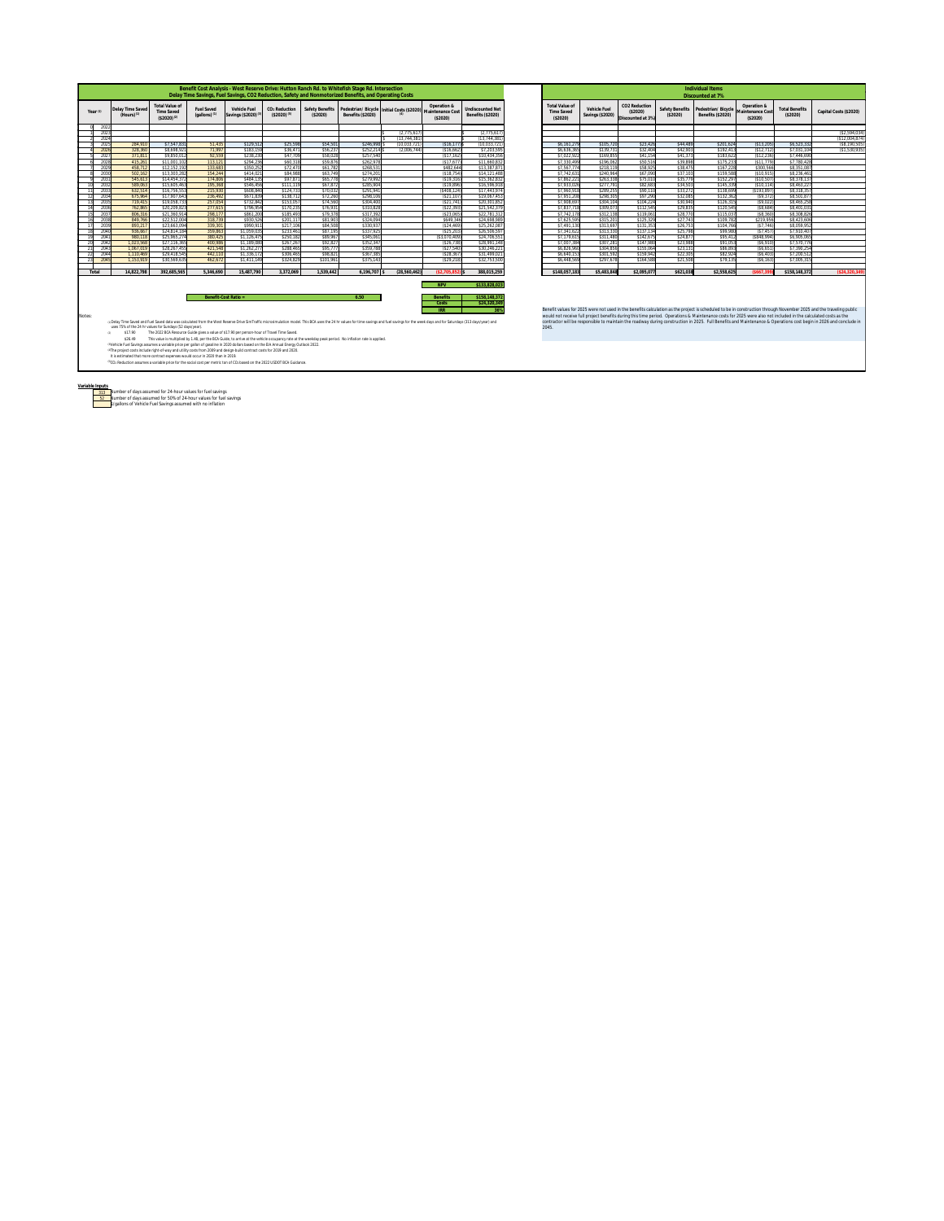## Benefit Cost Analysis - West Reserve Drive: Hutton Ranch Rd. to Whitefish Stage Rd. Intersection
### Delay Time Savings, Fuel Savings, CO2 Reduction, Safety and Nonmotorized Benefits, and Operating Costs

| | Year (1) | Delay Time Saved (Hours) (1) | Total Value of Time Saved ($2020) (2) | Fuel Saved (gallons) (1) | Vehicle Fuel Savings ($2020) (3) | $CO_2$ Reduction ($2020) (5) | Safety Benefits ($2020) | Pedestrian/ Bicycle Benefits ($2020) | Initial Costs ($2020) (4) | Operation & Maintenance Cost ($2020) | Undiscounted Net Benefits ($2020) |
|---|---|---|---|---|---|---|---|---|---|---|---|
| 0 | 2022 | | | | | | | | | | |
| 1 | 2023 | | | | | | | | $ (2,775,617) | | (2,775,617) |
| 2 | 2024 | | | | | | | | $ (13,744,381) | | (13,744,381) |
| 3 | 2025 | 284,910 | $7,547,831 | 51,435 | $129,512 | $25,598 | $54,501 | $246,998 | $ (10,033,721) | ($16,177) | (10,033,721) |
| 4 | 2026 | 328,360 | $8,698,921 | 71,997 | $183,159 | $36,471 | $56,237 | $252,214 | $ (2,006,744) | ($16,862) | $7,203,595 |
| 5 | 2027 | 371,811 | $9,850,012 | 92,559 | $238,230 | $47,709 | $58,029 | $257,540 | | ($17,162) | $10,434,358 |
| 6 | 2028 | 415,261 | $11,001,102 | 113,121 | $294,236 | $60,318 | $59,876 | $262,978 | | ($17,677) | $11,660,832 |
| 7 | 2029 | 458,712 | $12,152,192 | 133,683 | $350,252 | $72,470 | $61,782 | $268,531 | | $482,644 | $13,387,871 |
| 8 | 2030 | 502,162 | $13,303,282 | 154,244 | $414,021 | $84,988 | $63,749 | $274,201 | | ($18,754) | $14,121,488 |
| 9 | 2031 | 545,613 | $14,454,372 | 174,806 | $484,135 | $97,871 | $65,778 | $279,992 | | ($19,316) | $15,362,832 |
| 10 | 2032 | 589,063 | $15,605,463 | 195,368 | $546,456 | $111,119 | $67,872 | $285,904 | | ($19,896) | $16,596,918 |
| 11 | 2033 | 632,514 | $16,756,553 | 215,930 | $608,840 | $124,733 | $70,032 | $291,941 | | ($408,126) | $17,443,974 |
| 12 | 2034 | 675,964 | $17,907,643 | 236,492 | $671,839 | $138,712 | $72,260 | $298,106 | | ($21,107) | $19,067,453 |
| 13 | 2035 | 719,415 | $19,058,733 | 257,054 | $732,842 | $153,057 | $74,560 | $304,400 | | ($21,741) | $20,301,852 |
| 14 | 2036 | 762,865 | $20,209,823 | 277,615 | $796,954 | $170,235 | $76,931 | $310,828 | | ($22,393) | $21,542,379 |
| 15 | 2037 | 806,316 | $21,360,914 | 298,177 | $861,200 | $185,493 | $79,378 | $317,392 | | ($23,065) | $22,781,312 |
| 16 | 2038 | 849,766 | $22,512,004 | 318,739 | $930,526 | $201,117 | $81,903 | $324,094 | | $649,346 | $24,698,989 |
| 17 | 2039 | 893,217 | $23,663,094 | 339,301 | $990,911 | $217,106 | $84,508 | $330,937 | | ($24,469) | $25,262,087 |
| 18 | 2040 | 936,667 | $24,814,184 | 359,863 | $1,059,035 | $233,461 | $87,195 | $337,925 | | ($25,203) | $26,506,597 |
| 19 | 2041 | 980,118 | $25,965,274 | 380,425 | $1,126,475 | $250,182 | $89,967 | $345,061 | | ($1,070,409) | $24,706,551 |
| 20 | 2042 | 1,023,568 | $27,116,365 | 400,986 | $1,189,089 | $267,267 | $92,827 | $352,347 | | ($26,738) | $28,991,148 |
| 21 | 2043 | 1,067,019 | $28,267,455 | 421,548 | $1,262,277 | $288,465 | $95,777 | $359,788 | | ($27,540) | $30,246,221 |
| 22 | 2044 | 1,110,469 | $29,418,545 | 442,110 | $1,336,172 | $306,465 | $98,821 | $367,385 | | ($28,367) | $31,499,021 |
| 23 | 2045 | 1,153,919 | $30,569,635 | 462,672 | $1,411,149 | $324,829 | $101,961 | $375,143 | | ($29,218) | $32,753,500 |
| Total | | 14,822,798 | 392,685,565 | 5,346,690 | 15,487,790 | 3,372,069 | 1,539,442 | 6,196,707 | $ (28,560,462) | ($2,705,852) | $ 388,015,259 |

| | |
|---|---|
| NPV | $133,828,023 |
| Benefit-Cost Ratio = | 6.50 |
| Benefits | $158,148,372 |
| Costs | $24,320,349 |
| IRR | 36% |

### Individual Items Discounted at 7%

| Total Value of Time Saved ($2020) | Vehicle Fuel Savings ($2020) | $CO_2$ Reduction ($2020) (Discounted at 3%) | Safety Benefits ($2020) | Pedestrian/ Bicycle Benefits ($2020) | Operation & Maintenance Cost ($2020) | Total Benefits ($2020) | Capital Costs ($2020) |
|---|---|---|---|---|---|---|---|
| | | | | | | | |
| | | | | | | | ($2,594,034) |
| | | | | | | | ($12,004,874) |
| $6,161,279 | $105,720 | $23,426 | $44,489 | $201,624 | ($13,205) | $6,523,332 | ($8,190,505) |
| $6,636,365 | $139,731 | $32,404 | $42,903 | $192,413 | ($12,712) | $7,031,104 | ($1,530,935) |
| $7,022,922 | $169,855 | $41,154 | $41,373 | $183,622 | ($12,236) | $7,446,690 | |
| $7,330,499 | $196,062 | $50,516 | $39,898 | $175,233 | ($11,779) | $7,780,428 | |
| $7,567,774 | $218,118 | $58,925 | $38,475 | $167,228 | $300,566 | $8,351,087 | |
| $7,742,631 | $240,964 | $67,090 | $37,103 | $159,588 | ($10,915) | $8,236,461 | |
| $7,862,221 | $263,338 | $75,010 | $35,779 | $152,297 | ($10,507) | $8,378,137 | |
| $7,933,026 | $277,791 | $82,683 | $34,503 | $145,339 | ($10,114) | $8,463,227 | |
| $7,960,918 | $289,255 | $90,110 | $33,272 | $138,699 | ($193,897) | $8,318,357 | |
| $7,951,208 | $298,305 | $97,290 | $32,085 | $132,362 | ($9,372) | $8,501,877 | |
| $7,908,697 | $304,104 | $104,224 | $30,940 | $126,315 | ($9,022) | $8,465,258 | |
| $7,837,719 | $309,073 | $112,540 | $29,835 | $120,545 | ($8,684) | $8,400,031 | |
| $7,742,178 | $312,138 | $119,061 | $28,770 | $115,037 | ($8,360) | $8,308,826 | |
| $7,625,595 | $315,203 | $125,320 | $27,743 | $109,782 | $219,956 | $8,423,606 | |
| $7,491,139 | $313,697 | $131,353 | $26,753 | $104,766 | ($7,746) | $8,059,952 | |
| $7,341,622 | $313,330 | $137,134 | $25,798 | $99,980 | ($7,457) | $7,910,407 | |
| $7,179,615 | $311,480 | $142,675 | $24,877 | $95,412 | ($448,994) | $6,909,065 | |
| $7,007,384 | $307,281 | $147,980 | $23,988 | $91,053 | ($6,910) | $7,570,776 | |
| $6,828,966 | $304,859 | $155,064 | $23,131 | $86,893 | ($6,651) | $7,396,259 | |
| $6,640,153 | $301,592 | $159,942 | $22,305 | $82,924 | ($6,403) | $7,200,512 | |
| $6,448,569 | $297,678 | $164,588 | $21,508 | $79,135 | ($6,163) | $7,005,315 | |
| $148,057,183 | $5,483,848 | $2,095,077 | $621,038 | $2,558,625 | ($667,398) | $158,148,372 | ($24,320,349) |

Benefit values for 2025 were not used in the benefits calculation as the project is scheduled to be in construction through November 2025 and the traveling public would not receive full project benefits during this time period. Operations & Maintenance costs for 2025 were also not included in the calculated costs as the contractor will be responsible to maintain the roadway during construction in 2025. Full Benefits and Maintenance & Operations cost begin in 2026 and conclude in 2045.

Notes:

(1) Delay Time Saved and Fuel Saved data was calculated from the West Reserve Drive SimTraffic microsimulation model. This BCA uses the 24 hr values for time savings and fuel savings for the week days and for Saturdays (313 days/year) and uses 75% of the 24 hr values for Sundays (52 days/year).

(2) $17.90 — The 2022 BCA Resource Guide gives a value of $17.90 per person-hour of Travel Time Saved.

$26.49 — This value is multiplied by 1.48, per the BCA Guide, to arrive at the vehicle occupancy rate at the weekday peak period. No inflation rate is applied.

(3) Vehicle Fuel Savings assumes a variable price per gallon of gasoline in 2020 dollars based on the EIA Annual Energy Outlook 2022.

(4) The project costs include right-of-way and utility costs from 2009 and design-build contract costs for 2019 and 2020. It is estimated that more contract expenses would occur in 2020 than in 2019.

(5) $CO_2$ Reduction assumes a variable price for the social cost per metric ton of $CO_2$ based on the 2022 USDOT BCA Guidance.

**Variable Inputs**

| | |
|---|---|
| 313 | Number of days assumed for 24-hour values for fuel savings |
| 52 | Number of days assumed for 50% of 24-hour values for fuel savings |
| | $/gallons of Vehicle Fuel Savings assumed with no inflation |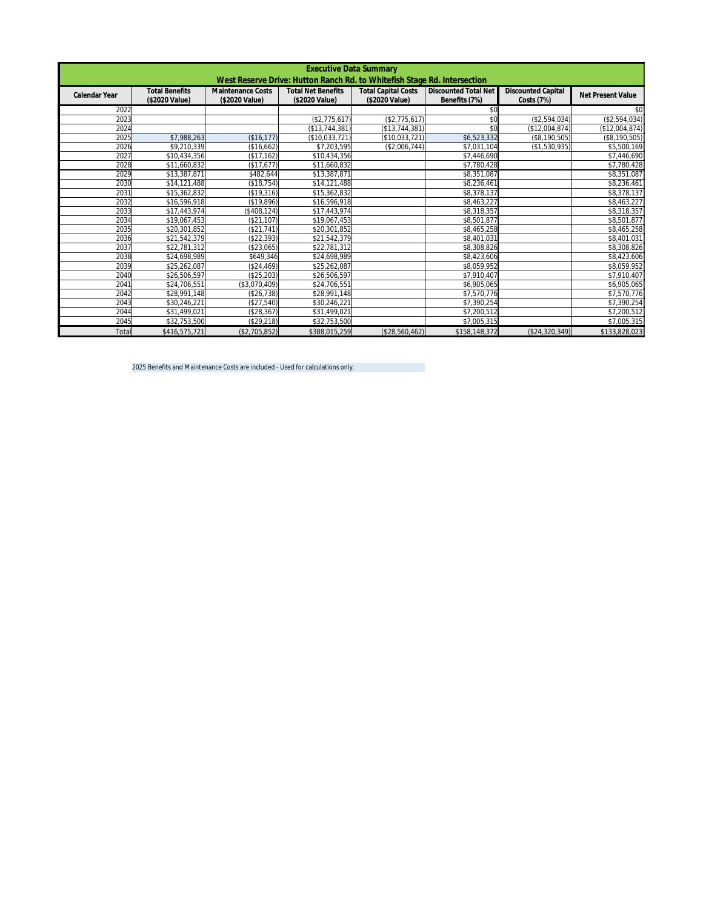## Executive Data Summary

### West Reserve Drive: Hutton Ranch Rd. to Whitefish Stage Rd. Intersection

| Calendar Year | Total Benefits ($2020 Value) | Maintenance Costs ($2020 Value) | Total Net Benefits ($2020 Value) | Total Capital Costs ($2020 Value) | Discounted Total Net Benefits (7%) | Discounted Capital Costs (7%) | Net Present Value |
|---|---|---|---|---|---|---|---|
| 2022 | | | | | $0 | | $0 |
| 2023 | | | ($2,775,617) | ($2,775,617) | $0 | ($2,594,034) | ($2,594,034) |
| 2024 | | | ($13,744,381) | ($13,744,381) | $0 | ($12,004,874) | ($12,004,874) |
| 2025 | $7,988,263 | ($16,177) | ($10,033,721) | ($10,033,721) | $6,523,332 | ($8,190,505) | ($8,190,505) |
| 2026 | $9,210,339 | ($16,662) | $7,203,595 | ($2,006,744) | $7,031,104 | ($1,530,935) | $5,500,169 |
| 2027 | $10,434,356 | ($17,162) | $10,434,356 | | $7,446,690 | | $7,446,690 |
| 2028 | $11,660,832 | ($17,677) | $11,660,832 | | $7,780,428 | | $7,780,428 |
| 2029 | $13,387,871 | $482,644 | $13,387,871 | | $8,351,087 | | $8,351,087 |
| 2030 | $14,121,488 | ($18,754) | $14,121,488 | | $8,236,461 | | $8,236,461 |
| 2031 | $15,362,832 | ($19,316) | $15,362,832 | | $8,378,137 | | $8,378,137 |
| 2032 | $16,596,918 | ($19,896) | $16,596,918 | | $8,463,227 | | $8,463,227 |
| 2033 | $17,443,974 | ($408,124) | $17,443,974 | | $8,318,357 | | $8,318,357 |
| 2034 | $19,067,453 | ($21,107) | $19,067,453 | | $8,501,877 | | $8,501,877 |
| 2035 | $20,301,852 | ($21,741) | $20,301,852 | | $8,465,258 | | $8,465,258 |
| 2036 | $21,542,379 | ($22,393) | $21,542,379 | | $8,401,031 | | $8,401,031 |
| 2037 | $22,781,312 | ($23,065) | $22,781,312 | | $8,308,826 | | $8,308,826 |
| 2038 | $24,698,989 | $649,346 | $24,698,989 | | $8,423,606 | | $8,423,606 |
| 2039 | $25,262,087 | ($24,469) | $25,262,087 | | $8,059,952 | | $8,059,952 |
| 2040 | $26,506,597 | ($25,203) | $26,506,597 | | $7,910,407 | | $7,910,407 |
| 2041 | $24,706,551 | ($3,070,409) | $24,706,551 | | $6,905,065 | | $6,905,065 |
| 2042 | $28,991,148 | ($26,738) | $28,991,148 | | $7,570,776 | | $7,570,776 |
| 2043 | $30,246,221 | ($27,540) | $30,246,221 | | $7,390,254 | | $7,390,254 |
| 2044 | $31,499,021 | ($28,367) | $31,499,021 | | $7,200,512 | | $7,200,512 |
| 2045 | $32,753,500 | ($29,218) | $32,753,500 | | $7,005,315 | | $7,005,315 |
| Total | $416,575,721 | ($2,705,852) | $388,015,259 | ($28,560,462) | $158,148,372 | ($24,320,349) | $133,828,023 |

2025 Benefits and Maintenance Costs are included - Used for calculations only.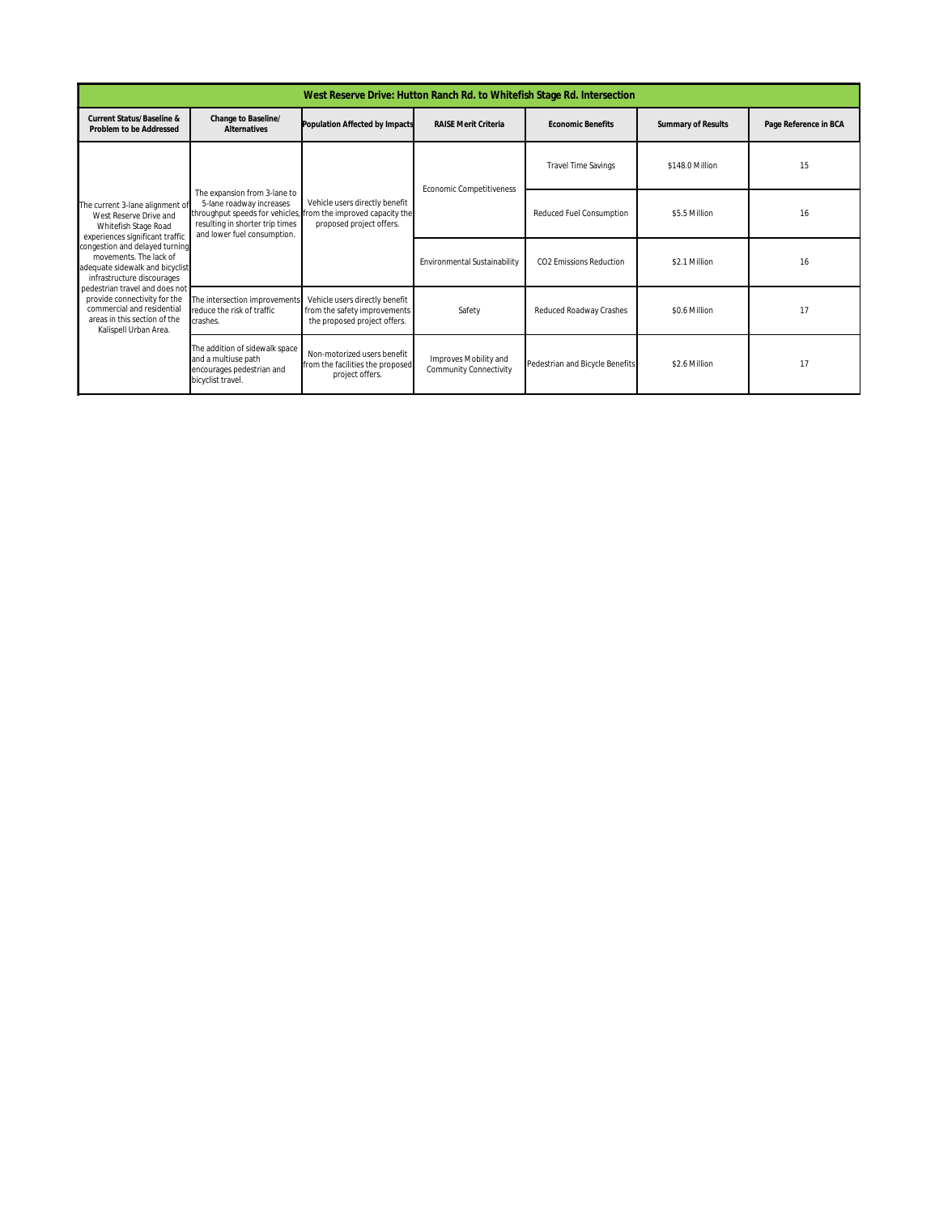| West Reserve Drive: Hutton Ranch Rd. to Whitefish Stage Rd. Intersection | | | | | | |
|---|---|---|---|---|---|---|
| **Current Status/Baseline & Problem to be Addressed** | **Change to Baseline/ Alternatives** | **Population Affected by Impacts** | **RAISE Merit Criteria** | **Economic Benefits** | **Summary of Results** | **Page Reference in BCA** |
| The current 3-lane alignment of West Reserve Drive and Whitefish Stage Road experiences significant traffic congestion and delayed turning movements. The lack of adequate sidewalk and bicyclist infrastructure discourages pedestrian travel and does not provide connectivity for the commercial and residential areas in this section of the Kalispell Urban Area. | The expansion from 3-lane to 5-lane roadway increases throughput speeds for vehicles, resulting in shorter trip times and lower fuel consumption. | Vehicle users directly benefit from the improved capacity the proposed project offers. | Economic Competitiveness | Travel Time Savings | $148.0 Million | 15 |
| | | | | Reduced Fuel Consumption | $5.5 Million | 16 |
| | | | Environmental Sustainability | $CO_2$ Emissions Reduction | $2.1 Million | 16 |
| | The intersection improvements reduce the risk of traffic crashes. | Vehicle users directly benefit from the safety improvements the proposed project offers. | Safety | Reduced Roadway Crashes | $0.6 Million | 17 |
| | The addition of sidewalk space and a multiuse path encourages pedestrian and bicyclist travel. | Non-motorized users benefit from the facilities the proposed project offers. | Improves Mobility and Community Connectivity | Pedestrian and Bicycle Benefits | $2.6 Million | 17 |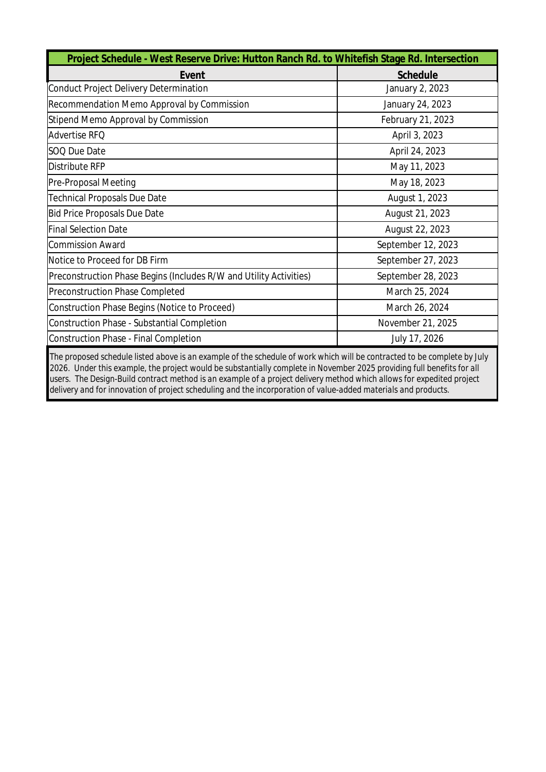| Project Schedule - West Reserve Drive: Hutton Ranch Rd. to Whitefish Stage Rd. Intersection | |
|---|---|
| **Event** | **Schedule** |
| Conduct Project Delivery Determination | January 2, 2023 |
| Recommendation Memo Approval by Commission | January 24, 2023 |
| Stipend Memo Approval by Commission | February 21, 2023 |
| Advertise RFQ | April 3, 2023 |
| SOQ Due Date | April 24, 2023 |
| Distribute RFP | May 11, 2023 |
| Pre-Proposal Meeting | May 18, 2023 |
| Technical Proposals Due Date | August 1, 2023 |
| Bid Price Proposals Due Date | August 21, 2023 |
| Final Selection Date | August 22, 2023 |
| Commission Award | September 12, 2023 |
| Notice to Proceed for DB Firm | September 27, 2023 |
| Preconstruction Phase Begins (Includes R/W and Utility Activities) | September 28, 2023 |
| Preconstruction Phase Completed | March 25, 2024 |
| Construction Phase Begins (Notice to Proceed) | March 26, 2024 |
| Construction Phase - Substantial Completion | November 21, 2025 |
| Construction Phase - Final Completion | July 17, 2026 |

*The proposed schedule listed above is an example of the schedule of work which will be contracted to be complete by July 2026. Under this example, the project would be substantially complete in November 2025 providing full benefits for all users. The Design-Build contract method is an example of a project delivery method which allows for expedited project delivery and for innovation of project scheduling and the incorporation of value-added materials and products.*